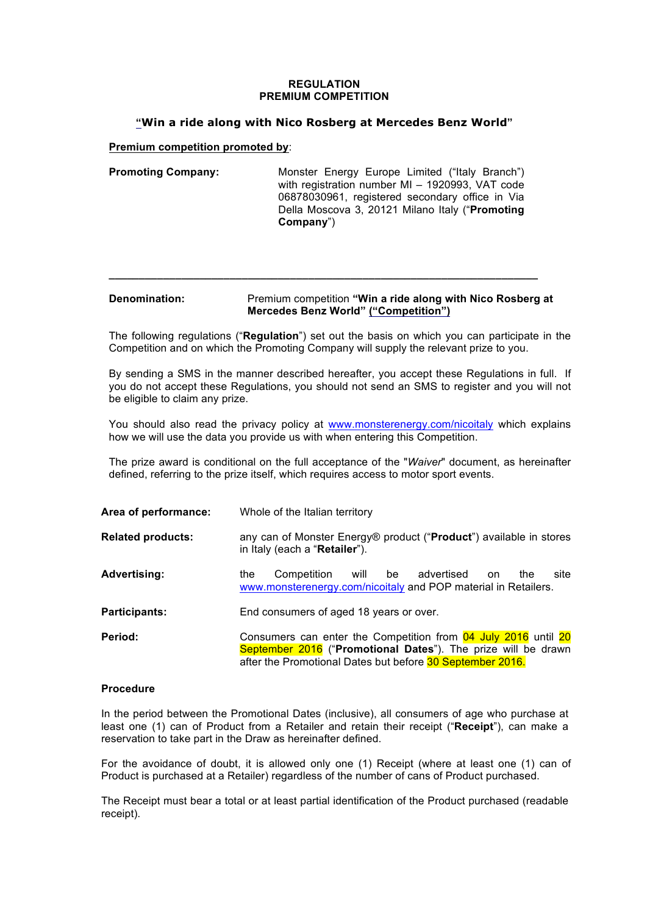# REGULATION
# PREMIUM COMPETITION

## "Win a ride along with Nico Rosberg at Mercedes Benz World"

**Premium competition promoted by**:

| | |
|---|---|
| **Promoting Company:** | Monster Energy Europe Limited ("Italy Branch") with registration number MI – 1920993, VAT code 06878030961, registered secondary office in Via Della Moscova 3, 20121 Milano Italy ("**Promoting Company**") |

---

| | |
|---|---|
| **Denomination:** | Premium competition **"Win a ride along with Nico Rosberg at Mercedes Benz World" ("Competition")** |

The following regulations ("**Regulation**") set out the basis on which you can participate in the Competition and on which the Promoting Company will supply the relevant prize to you.

By sending a SMS in the manner described hereafter, you accept these Regulations in full. If you do not accept these Regulations, you should not send an SMS to register and you will not be eligible to claim any prize.

You should also read the privacy policy at www.monsterenergy.com/nicoitaly which explains how we will use the data you provide us with when entering this Competition.

The prize award is conditional on the full acceptance of the "*Waiver*" document, as hereinafter defined, referring to the prize itself, which requires access to motor sport events.

| | |
|---|---|
| **Area of performance:** | Whole of the Italian territory |
| **Related products:** | any can of Monster Energy® product ("**Product**") available in stores in Italy (each a "**Retailer**"). |
| **Advertising:** | the Competition will be advertised on the site www.monsterenergy.com/nicoitaly and POP material in Retailers. |
| **Participants:** | End consumers of aged 18 years or over. |
| **Period:** | Consumers can enter the Competition from 04 July 2016 until 20 September 2016 ("**Promotional Dates**"). The prize will be drawn after the Promotional Dates but before 30 September 2016. |

**Procedure**

In the period between the Promotional Dates (inclusive), all consumers of age who purchase at least one (1) can of Product from a Retailer and retain their receipt ("**Receipt**"), can make a reservation to take part in the Draw as hereinafter defined.

For the avoidance of doubt, it is allowed only one (1) Receipt (where at least one (1) can of Product is purchased at a Retailer) regardless of the number of cans of Product purchased.

The Receipt must bear a total or at least partial identification of the Product purchased (readable receipt).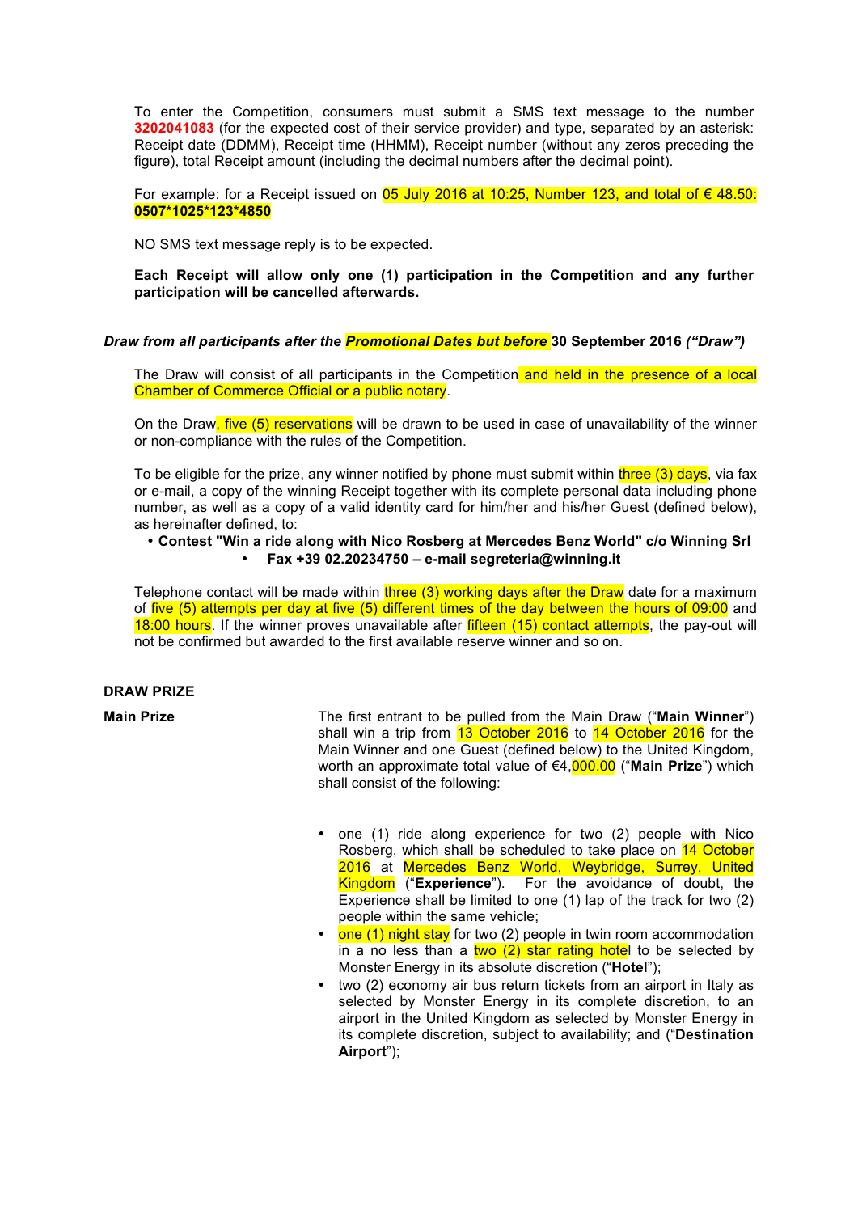To enter the Competition, consumers must submit a SMS text message to the number **3202041083** (for the expected cost of their service provider) and type, separated by an asterisk: Receipt date (DDMM), Receipt time (HHMM), Receipt number (without any zeros preceding the figure), total Receipt amount (including the decimal numbers after the decimal point).

For example: for a Receipt issued on 05 July 2016 at 10:25, Number 123, and total of € 48.50: **0507*1025*123*4850**

NO SMS text message reply is to be expected.

**Each Receipt will allow only one (1) participation in the Competition and any further participation will be cancelled afterwards.**

***Draw from all participants after the Promotional Dates but before* 30 September 2016 *("Draw")***

The Draw will consist of all participants in the Competition and held in the presence of a local Chamber of Commerce Official or a public notary.

On the Draw, five (5) reservations will be drawn to be used in case of unavailability of the winner or non-compliance with the rules of the Competition.

To be eligible for the prize, any winner notified by phone must submit within three (3) days, via fax or e-mail, a copy of the winning Receipt together with its complete personal data including phone number, as well as a copy of a valid identity card for him/her and his/her Guest (defined below), as hereinafter defined, to:

- **Contest "Win a ride along with Nico Rosberg at Mercedes Benz World" c/o Winning Srl**
- **Fax +39 02.20234750 – e-mail segreteria@winning.it**

Telephone contact will be made within three (3) working days after the Draw date for a maximum of five (5) attempts per day at five (5) different times of the day between the hours of 09:00 and 18:00 hours. If the winner proves unavailable after fifteen (15) contact attempts, the pay-out will not be confirmed but awarded to the first available reserve winner and so on.

**DRAW PRIZE**

**Main Prize**

The first entrant to be pulled from the Main Draw ("**Main Winner**") shall win a trip from 13 October 2016 to 14 October 2016 for the Main Winner and one Guest (defined below) to the United Kingdom, worth an approximate total value of €4,000.00 ("**Main Prize**") which shall consist of the following:

- one (1) ride along experience for two (2) people with Nico Rosberg, which shall be scheduled to take place on 14 October 2016 at Mercedes Benz World, Weybridge, Surrey, United Kingdom ("**Experience**"). For the avoidance of doubt, the Experience shall be limited to one (1) lap of the track for two (2) people within the same vehicle;
- one (1) night stay for two (2) people in twin room accommodation in a no less than a two (2) star rating hotel to be selected by Monster Energy in its absolute discretion ("**Hotel**");
- two (2) economy air bus return tickets from an airport in Italy as selected by Monster Energy in its complete discretion, to an airport in the United Kingdom as selected by Monster Energy in its complete discretion, subject to availability; and ("**Destination Airport**");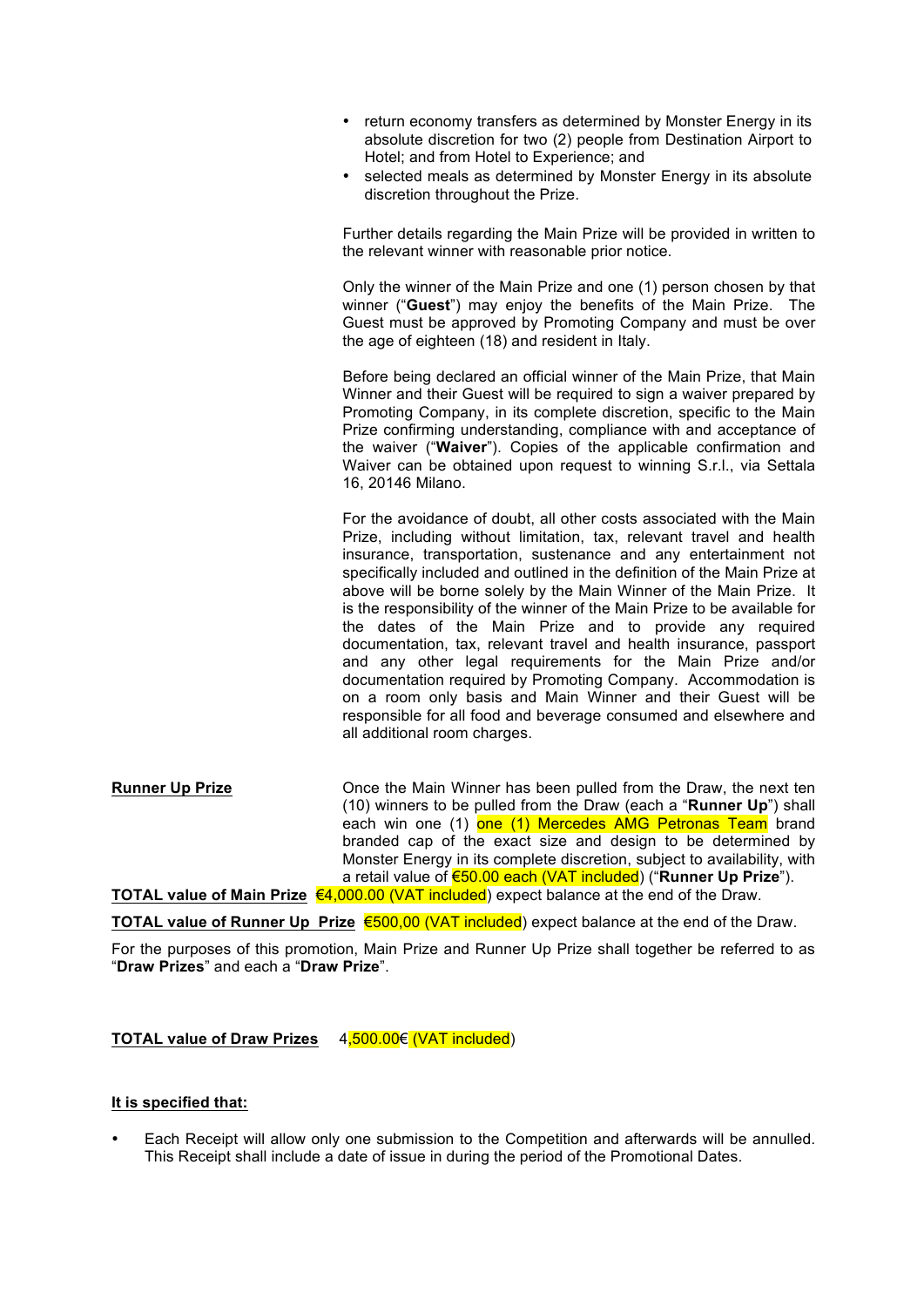- return economy transfers as determined by Monster Energy in its absolute discretion for two (2) people from Destination Airport to Hotel; and from Hotel to Experience; and
- selected meals as determined by Monster Energy in its absolute discretion throughout the Prize.

Further details regarding the Main Prize will be provided in written to the relevant winner with reasonable prior notice.

Only the winner of the Main Prize and one (1) person chosen by that winner ("**Guest**") may enjoy the benefits of the Main Prize. The Guest must be approved by Promoting Company and must be over the age of eighteen (18) and resident in Italy.

Before being declared an official winner of the Main Prize, that Main Winner and their Guest will be required to sign a waiver prepared by Promoting Company, in its complete discretion, specific to the Main Prize confirming understanding, compliance with and acceptance of the waiver ("**Waiver**"). Copies of the applicable confirmation and Waiver can be obtained upon request to winning S.r.l., via Settala 16, 20146 Milano.

For the avoidance of doubt, all other costs associated with the Main Prize, including without limitation, tax, relevant travel and health insurance, transportation, sustenance and any entertainment not specifically included and outlined in the definition of the Main Prize at above will be borne solely by the Main Winner of the Main Prize. It is the responsibility of the winner of the Main Prize to be available for the dates of the Main Prize and to provide any required documentation, tax, relevant travel and health insurance, passport and any other legal requirements for the Main Prize and/or documentation required by Promoting Company. Accommodation is on a room only basis and Main Winner and their Guest will be responsible for all food and beverage consumed and elsewhere and all additional room charges.

**Runner Up Prize**

Once the Main Winner has been pulled from the Draw, the next ten (10) winners to be pulled from the Draw (each a "**Runner Up**") shall each win one (1) one (1) Mercedes AMG Petronas Team brand branded cap of the exact size and design to be determined by Monster Energy in its complete discretion, subject to availability, with a retail value of €50.00 each (VAT included) ("**Runner Up Prize**").

**TOTAL value of Main Prize** €4,000.00 (VAT included) expect balance at the end of the Draw.

**TOTAL value of Runner Up Prize** €500,00 (VAT included) expect balance at the end of the Draw.

For the purposes of this promotion, Main Prize and Runner Up Prize shall together be referred to as "**Draw Prizes**" and each a "**Draw Prize**".

**TOTAL value of Draw Prizes** 4,500.00€ (VAT included)

**It is specified that:**

- Each Receipt will allow only one submission to the Competition and afterwards will be annulled. This Receipt shall include a date of issue in during the period of the Promotional Dates.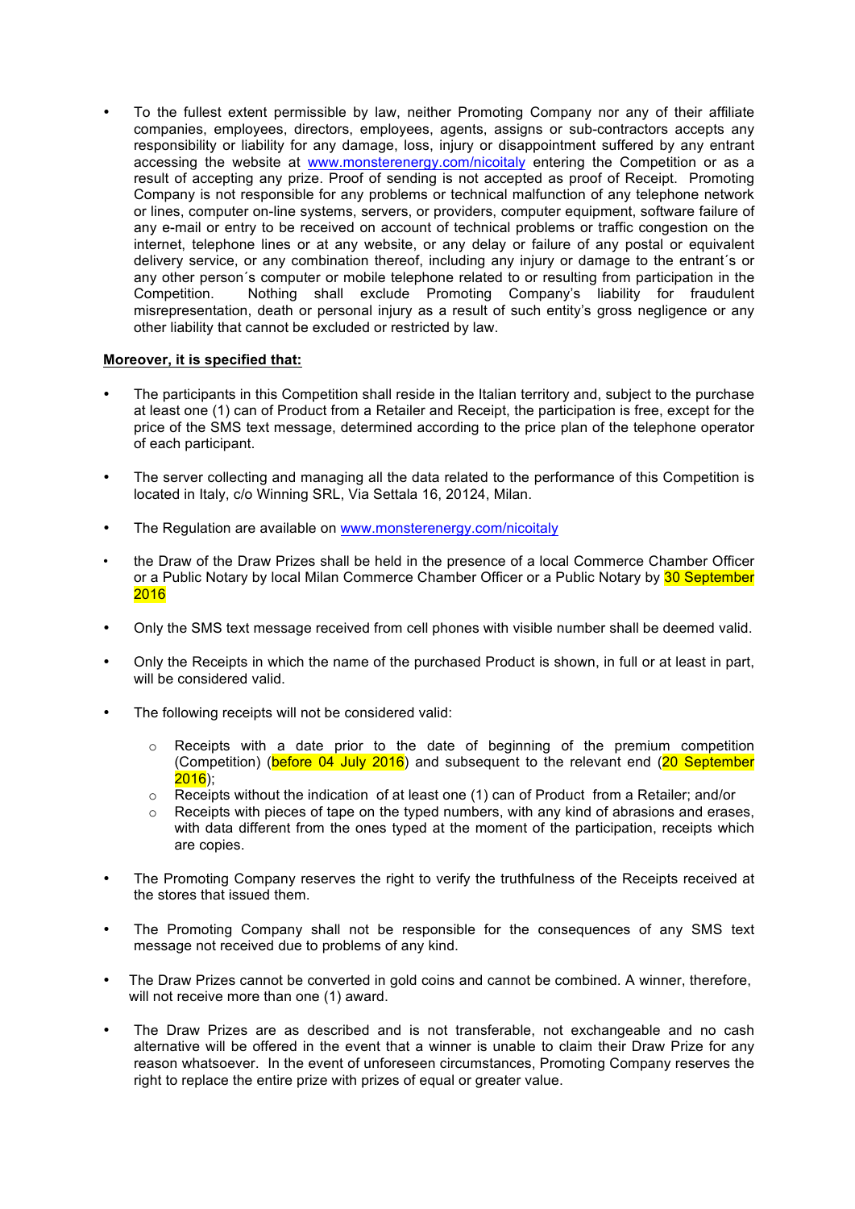- To the fullest extent permissible by law, neither Promoting Company nor any of their affiliate companies, employees, directors, employees, agents, assigns or sub-contractors accepts any responsibility or liability for any damage, loss, injury or disappointment suffered by any entrant accessing the website at www.monsterenergy.com/nicoitaly entering the Competition or as a result of accepting any prize. Proof of sending is not accepted as proof of Receipt. Promoting Company is not responsible for any problems or technical malfunction of any telephone network or lines, computer on-line systems, servers, or providers, computer equipment, software failure of any e-mail or entry to be received on account of technical problems or traffic congestion on the internet, telephone lines or at any website, or any delay or failure of any postal or equivalent delivery service, or any combination thereof, including any injury or damage to the entrant´s or any other person´s computer or mobile telephone related to or resulting from participation in the Competition. Nothing shall exclude Promoting Company's liability for fraudulent misrepresentation, death or personal injury as a result of such entity's gross negligence or any other liability that cannot be excluded or restricted by law.

**Moreover, it is specified that:**

- The participants in this Competition shall reside in the Italian territory and, subject to the purchase at least one (1) can of Product from a Retailer and Receipt, the participation is free, except for the price of the SMS text message, determined according to the price plan of the telephone operator of each participant.

- The server collecting and managing all the data related to the performance of this Competition is located in Italy, c/o Winning SRL, Via Settala 16, 20124, Milan.

- The Regulation are available on www.monsterenergy.com/nicoitaly

- the Draw of the Draw Prizes shall be held in the presence of a local Commerce Chamber Officer or a Public Notary by local Milan Commerce Chamber Officer or a Public Notary by 30 September 2016

- Only the SMS text message received from cell phones with visible number shall be deemed valid.

- Only the Receipts in which the name of the purchased Product is shown, in full or at least in part, will be considered valid.

- The following receipts will not be considered valid:

  - Receipts with a date prior to the date of beginning of the premium competition (Competition) (before 04 July 2016) and subsequent to the relevant end (20 September 2016);
  - Receipts without the indication of at least one (1) can of Product from a Retailer; and/or
  - Receipts with pieces of tape on the typed numbers, with any kind of abrasions and erases, with data different from the ones typed at the moment of the participation, receipts which are copies.

- The Promoting Company reserves the right to verify the truthfulness of the Receipts received at the stores that issued them.

- The Promoting Company shall not be responsible for the consequences of any SMS text message not received due to problems of any kind.

- The Draw Prizes cannot be converted in gold coins and cannot be combined. A winner, therefore, will not receive more than one (1) award.

- The Draw Prizes are as described and is not transferable, not exchangeable and no cash alternative will be offered in the event that a winner is unable to claim their Draw Prize for any reason whatsoever. In the event of unforeseen circumstances, Promoting Company reserves the right to replace the entire prize with prizes of equal or greater value.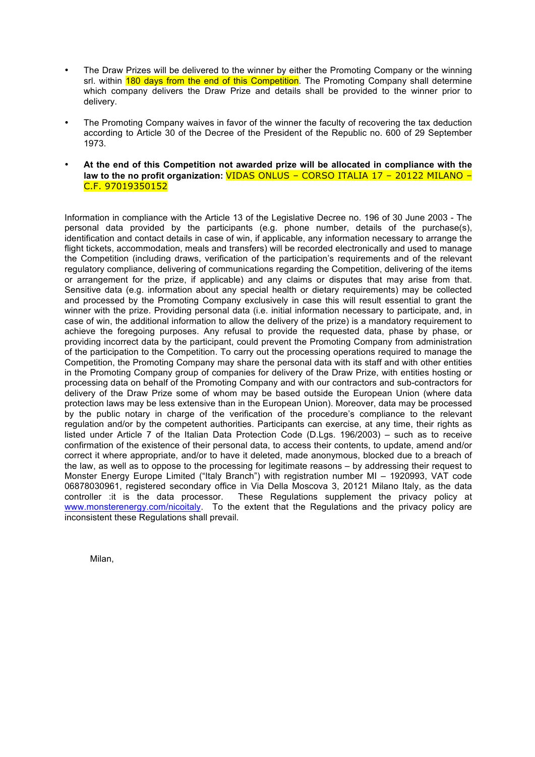- The Draw Prizes will be delivered to the winner by either the Promoting Company or the winning srl. within 180 days from the end of this Competition. The Promoting Company shall determine which company delivers the Draw Prize and details shall be provided to the winner prior to delivery.

- The Promoting Company waives in favor of the winner the faculty of recovering the tax deduction according to Article 30 of the Decree of the President of the Republic no. 600 of 29 September 1973.

- **At the end of this Competition not awarded prize will be allocated in compliance with the law to the no profit organization:** VIDAS ONLUS – CORSO ITALIA 17 – 20122 MILANO – C.F. 97019350152

Information in compliance with the Article 13 of the Legislative Decree no. 196 of 30 June 2003 - The personal data provided by the participants (e.g. phone number, details of the purchase(s), identification and contact details in case of win, if applicable, any information necessary to arrange the flight tickets, accommodation, meals and transfers) will be recorded electronically and used to manage the Competition (including draws, verification of the participation's requirements and of the relevant regulatory compliance, delivering of communications regarding the Competition, delivering of the items or arrangement for the prize, if applicable) and any claims or disputes that may arise from that. Sensitive data (e.g. information about any special health or dietary requirements) may be collected and processed by the Promoting Company exclusively in case this will result essential to grant the winner with the prize. Providing personal data (i.e. initial information necessary to participate, and, in case of win, the additional information to allow the delivery of the prize) is a mandatory requirement to achieve the foregoing purposes. Any refusal to provide the requested data, phase by phase, or providing incorrect data by the participant, could prevent the Promoting Company from administration of the participation to the Competition. To carry out the processing operations required to manage the Competition, the Promoting Company may share the personal data with its staff and with other entities in the Promoting Company group of companies for delivery of the Draw Prize, with entities hosting or processing data on behalf of the Promoting Company and with our contractors and sub-contractors for delivery of the Draw Prize some of whom may be based outside the European Union (where data protection laws may be less extensive than in the European Union). Moreover, data may be processed by the public notary in charge of the verification of the procedure's compliance to the relevant regulation and/or by the competent authorities. Participants can exercise, at any time, their rights as listed under Article 7 of the Italian Data Protection Code (D.Lgs. 196/2003) – such as to receive confirmation of the existence of their personal data, to access their contents, to update, amend and/or correct it where appropriate, and/or to have it deleted, made anonymous, blocked due to a breach of the law, as well as to oppose to the processing for legitimate reasons – by addressing their request to Monster Energy Europe Limited ("Italy Branch") with registration number MI – 1920993, VAT code 06878030961, registered secondary office in Via Della Moscova 3, 20121 Milano Italy, as the data controller :it is the data processor. These Regulations supplement the privacy policy at www.monsterenergy.com/nicoitaly. To the extent that the Regulations and the privacy policy are inconsistent these Regulations shall prevail.

Milan,